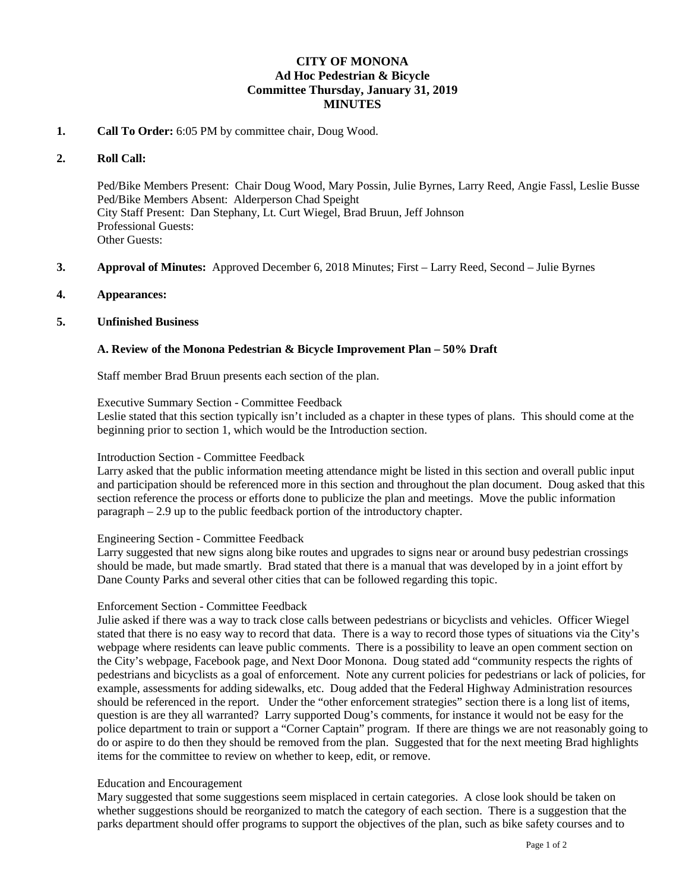# CITY OF MONONA
## Ad Hoc Pedestrian & Bicycle Committee Thursday, January 31, 2019
## MINUTES

**1. Call To Order:** 6:05 PM by committee chair, Doug Wood.

**2. Roll Call:**

Ped/Bike Members Present: Chair Doug Wood, Mary Possin, Julie Byrnes, Larry Reed, Angie Fassl, Leslie Busse
Ped/Bike Members Absent: Alderperson Chad Speight
City Staff Present: Dan Stephany, Lt. Curt Wiegel, Brad Bruun, Jeff Johnson
Professional Guests:
Other Guests:

**3. Approval of Minutes:** Approved December 6, 2018 Minutes; First – Larry Reed, Second – Julie Byrnes

**4. Appearances:**

**5. Unfinished Business**

**A. Review of the Monona Pedestrian & Bicycle Improvement Plan – 50% Draft**

Staff member Brad Bruun presents each section of the plan.

Executive Summary Section - Committee Feedback
Leslie stated that this section typically isn't included as a chapter in these types of plans. This should come at the beginning prior to section 1, which would be the Introduction section.

Introduction Section - Committee Feedback
Larry asked that the public information meeting attendance might be listed in this section and overall public input and participation should be referenced more in this section and throughout the plan document. Doug asked that this section reference the process or efforts done to publicize the plan and meetings. Move the public information paragraph – 2.9 up to the public feedback portion of the introductory chapter.

Engineering Section - Committee Feedback
Larry suggested that new signs along bike routes and upgrades to signs near or around busy pedestrian crossings should be made, but made smartly. Brad stated that there is a manual that was developed by in a joint effort by Dane County Parks and several other cities that can be followed regarding this topic.

Enforcement Section - Committee Feedback
Julie asked if there was a way to track close calls between pedestrians or bicyclists and vehicles. Officer Wiegel stated that there is no easy way to record that data. There is a way to record those types of situations via the City's webpage where residents can leave public comments. There is a possibility to leave an open comment section on the City's webpage, Facebook page, and Next Door Monona. Doug stated add "community respects the rights of pedestrians and bicyclists as a goal of enforcement. Note any current policies for pedestrians or lack of policies, for example, assessments for adding sidewalks, etc. Doug added that the Federal Highway Administration resources should be referenced in the report. Under the "other enforcement strategies" section there is a long list of items, question is are they all warranted? Larry supported Doug's comments, for instance it would not be easy for the police department to train or support a "Corner Captain" program. If there are things we are not reasonably going to do or aspire to do then they should be removed from the plan. Suggested that for the next meeting Brad highlights items for the committee to review on whether to keep, edit, or remove.

Education and Encouragement
Mary suggested that some suggestions seem misplaced in certain categories. A close look should be taken on whether suggestions should be reorganized to match the category of each section. There is a suggestion that the parks department should offer programs to support the objectives of the plan, such as bike safety courses and to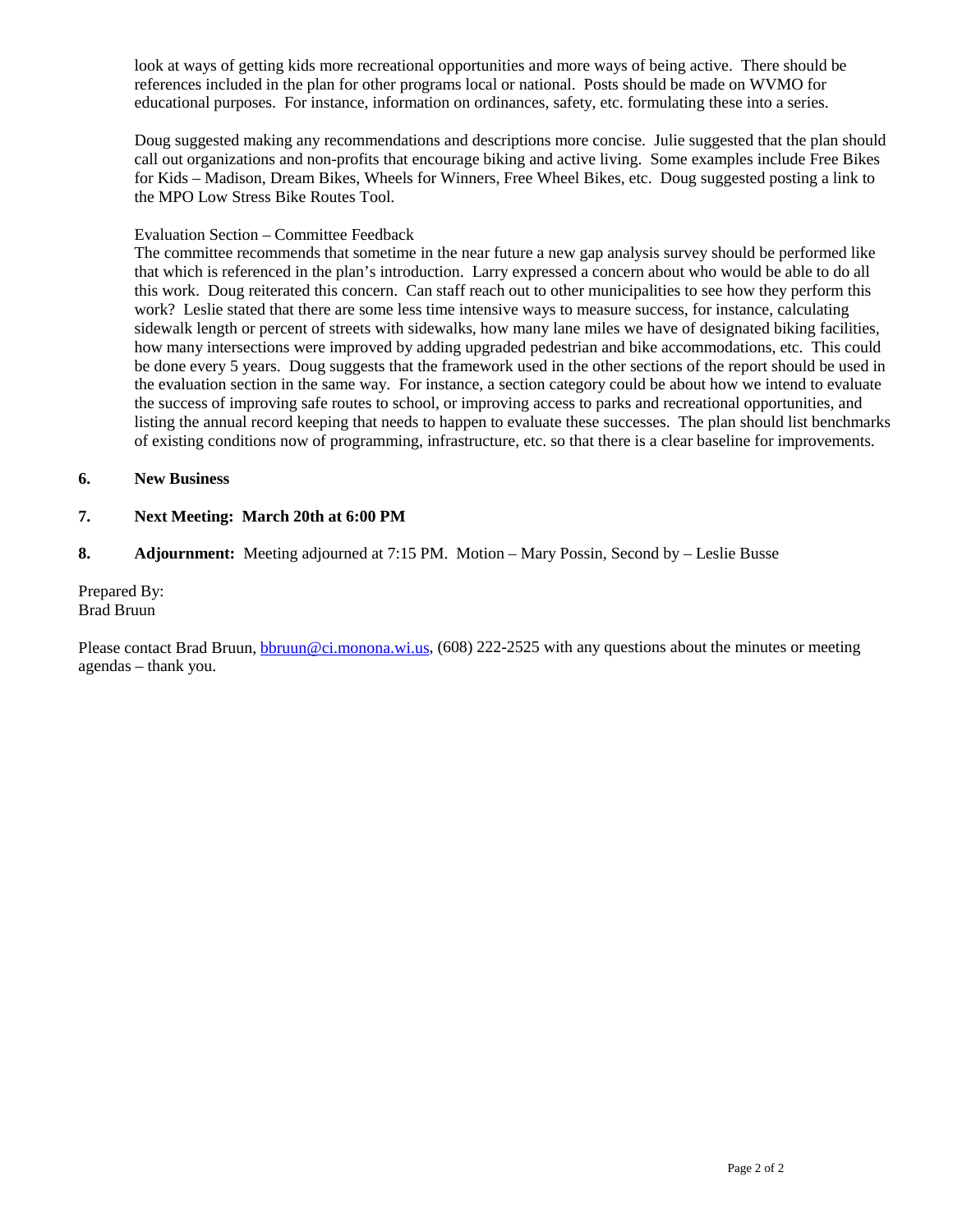look at ways of getting kids more recreational opportunities and more ways of being active. There should be references included in the plan for other programs local or national. Posts should be made on WVMO for educational purposes. For instance, information on ordinances, safety, etc. formulating these into a series.

Doug suggested making any recommendations and descriptions more concise. Julie suggested that the plan should call out organizations and non-profits that encourage biking and active living. Some examples include Free Bikes for Kids – Madison, Dream Bikes, Wheels for Winners, Free Wheel Bikes, etc. Doug suggested posting a link to the MPO Low Stress Bike Routes Tool.

Evaluation Section – Committee Feedback

The committee recommends that sometime in the near future a new gap analysis survey should be performed like that which is referenced in the plan's introduction. Larry expressed a concern about who would be able to do all this work. Doug reiterated this concern. Can staff reach out to other municipalities to see how they perform this work? Leslie stated that there are some less time intensive ways to measure success, for instance, calculating sidewalk length or percent of streets with sidewalks, how many lane miles we have of designated biking facilities, how many intersections were improved by adding upgraded pedestrian and bike accommodations, etc. This could be done every 5 years. Doug suggests that the framework used in the other sections of the report should be used in the evaluation section in the same way. For instance, a section category could be about how we intend to evaluate the success of improving safe routes to school, or improving access to parks and recreational opportunities, and listing the annual record keeping that needs to happen to evaluate these successes. The plan should list benchmarks of existing conditions now of programming, infrastructure, etc. so that there is a clear baseline for improvements.

**6. New Business**

**7. Next Meeting: March 20th at 6:00 PM**

**8. Adjournment:** Meeting adjourned at 7:15 PM. Motion – Mary Possin, Second by – Leslie Busse

Prepared By:
Brad Bruun

Please contact Brad Bruun, bbruun@ci.monona.wi.us, (608) 222-2525 with any questions about the minutes or meeting agendas – thank you.